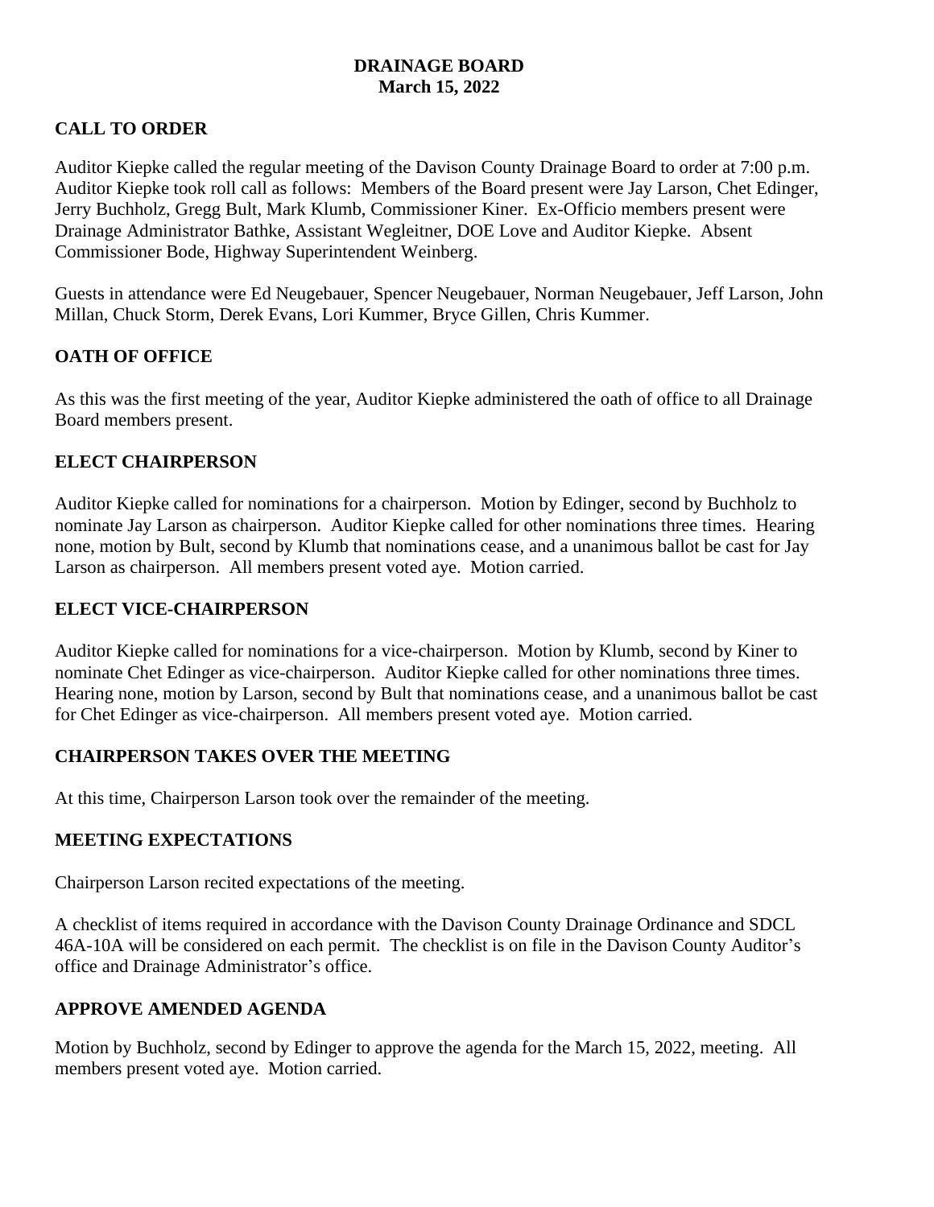# DRAINAGE BOARD
## March 15, 2022

### CALL TO ORDER

Auditor Kiepke called the regular meeting of the Davison County Drainage Board to order at 7:00 p.m. Auditor Kiepke took roll call as follows: Members of the Board present were Jay Larson, Chet Edinger, Jerry Buchholz, Gregg Bult, Mark Klumb, Commissioner Kiner. Ex-Officio members present were Drainage Administrator Bathke, Assistant Wegleitner, DOE Love and Auditor Kiepke. Absent Commissioner Bode, Highway Superintendent Weinberg.

Guests in attendance were Ed Neugebauer, Spencer Neugebauer, Norman Neugebauer, Jeff Larson, John Millan, Chuck Storm, Derek Evans, Lori Kummer, Bryce Gillen, Chris Kummer.

### OATH OF OFFICE

As this was the first meeting of the year, Auditor Kiepke administered the oath of office to all Drainage Board members present.

### ELECT CHAIRPERSON

Auditor Kiepke called for nominations for a chairperson. Motion by Edinger, second by Buchholz to nominate Jay Larson as chairperson. Auditor Kiepke called for other nominations three times. Hearing none, motion by Bult, second by Klumb that nominations cease, and a unanimous ballot be cast for Jay Larson as chairperson. All members present voted aye. Motion carried.

### ELECT VICE-CHAIRPERSON

Auditor Kiepke called for nominations for a vice-chairperson. Motion by Klumb, second by Kiner to nominate Chet Edinger as vice-chairperson. Auditor Kiepke called for other nominations three times. Hearing none, motion by Larson, second by Bult that nominations cease, and a unanimous ballot be cast for Chet Edinger as vice-chairperson. All members present voted aye. Motion carried.

### CHAIRPERSON TAKES OVER THE MEETING

At this time, Chairperson Larson took over the remainder of the meeting.

### MEETING EXPECTATIONS

Chairperson Larson recited expectations of the meeting.

A checklist of items required in accordance with the Davison County Drainage Ordinance and SDCL 46A-10A will be considered on each permit. The checklist is on file in the Davison County Auditor's office and Drainage Administrator's office.

### APPROVE AMENDED AGENDA

Motion by Buchholz, second by Edinger to approve the agenda for the March 15, 2022, meeting. All members present voted aye. Motion carried.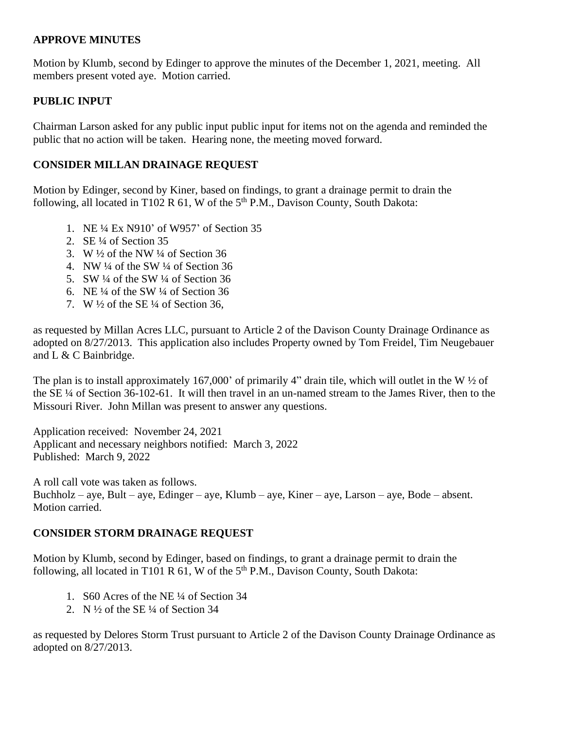## APPROVE MINUTES

Motion by Klumb, second by Edinger to approve the minutes of the December 1, 2021, meeting. All members present voted aye. Motion carried.

## PUBLIC INPUT

Chairman Larson asked for any public input public input for items not on the agenda and reminded the public that no action will be taken. Hearing none, the meeting moved forward.

## CONSIDER MILLAN DRAINAGE REQUEST

Motion by Edinger, second by Kiner, based on findings, to grant a drainage permit to drain the following, all located in T102 R 61, W of the 5th P.M., Davison County, South Dakota:

1. NE ¼ Ex N910' of W957' of Section 35
2. SE ¼ of Section 35
3. W ½ of the NW ¼ of Section 36
4. NW ¼ of the SW ¼ of Section 36
5. SW ¼ of the SW ¼ of Section 36
6. NE ¼ of the SW ¼ of Section 36
7. W ½ of the SE ¼ of Section 36,

as requested by Millan Acres LLC, pursuant to Article 2 of the Davison County Drainage Ordinance as adopted on 8/27/2013. This application also includes Property owned by Tom Freidel, Tim Neugebauer and L & C Bainbridge.

The plan is to install approximately 167,000' of primarily 4" drain tile, which will outlet in the W ½ of the SE ¼ of Section 36-102-61. It will then travel in an un-named stream to the James River, then to the Missouri River. John Millan was present to answer any questions.

Application received: November 24, 2021
Applicant and necessary neighbors notified: March 3, 2022
Published: March 9, 2022

A roll call vote was taken as follows.
Buchholz – aye, Bult – aye, Edinger – aye, Klumb – aye, Kiner – aye, Larson – aye, Bode – absent.
Motion carried.

## CONSIDER STORM DRAINAGE REQUEST

Motion by Klumb, second by Edinger, based on findings, to grant a drainage permit to drain the following, all located in T101 R 61, W of the 5th P.M., Davison County, South Dakota:

1. S60 Acres of the NE ¼ of Section 34
2. N ½ of the SE ¼ of Section 34

as requested by Delores Storm Trust pursuant to Article 2 of the Davison County Drainage Ordinance as adopted on 8/27/2013.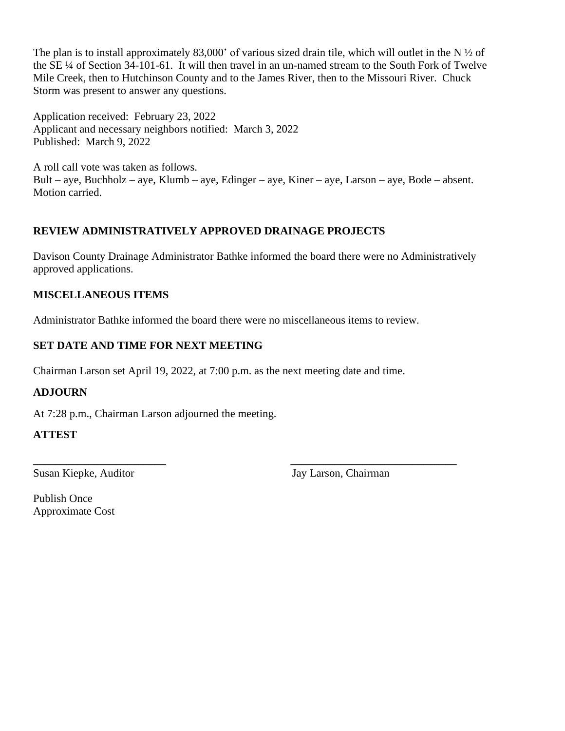The plan is to install approximately 83,000' of various sized drain tile, which will outlet in the N ½ of the SE ¼ of Section 34-101-61. It will then travel in an un-named stream to the South Fork of Twelve Mile Creek, then to Hutchinson County and to the James River, then to the Missouri River. Chuck Storm was present to answer any questions.

Application received: February 23, 2022
Applicant and necessary neighbors notified: March 3, 2022
Published: March 9, 2022

A roll call vote was taken as follows.
Bult – aye, Buchholz – aye, Klumb – aye, Edinger – aye, Kiner – aye, Larson – aye, Bode – absent. Motion carried.

**REVIEW ADMINISTRATIVELY APPROVED DRAINAGE PROJECTS**

Davison County Drainage Administrator Bathke informed the board there were no Administratively approved applications.

**MISCELLANEOUS ITEMS**

Administrator Bathke informed the board there were no miscellaneous items to review.

**SET DATE AND TIME FOR NEXT MEETING**

Chairman Larson set April 19, 2022, at 7:00 p.m. as the next meeting date and time.

**ADJOURN**

At 7:28 p.m., Chairman Larson adjourned the meeting.

**ATTEST**

\_\_\_\_\_\_\_\_\_\_\_\_\_\_\_\_\_\_\_\_\_\_\_\_ \_\_\_\_\_\_\_\_\_\_\_\_\_\_\_\_\_\_\_\_\_\_\_\_\_\_\_\_\_\_

Susan Kiepke, Auditor Jay Larson, Chairman

Publish Once
Approximate Cost